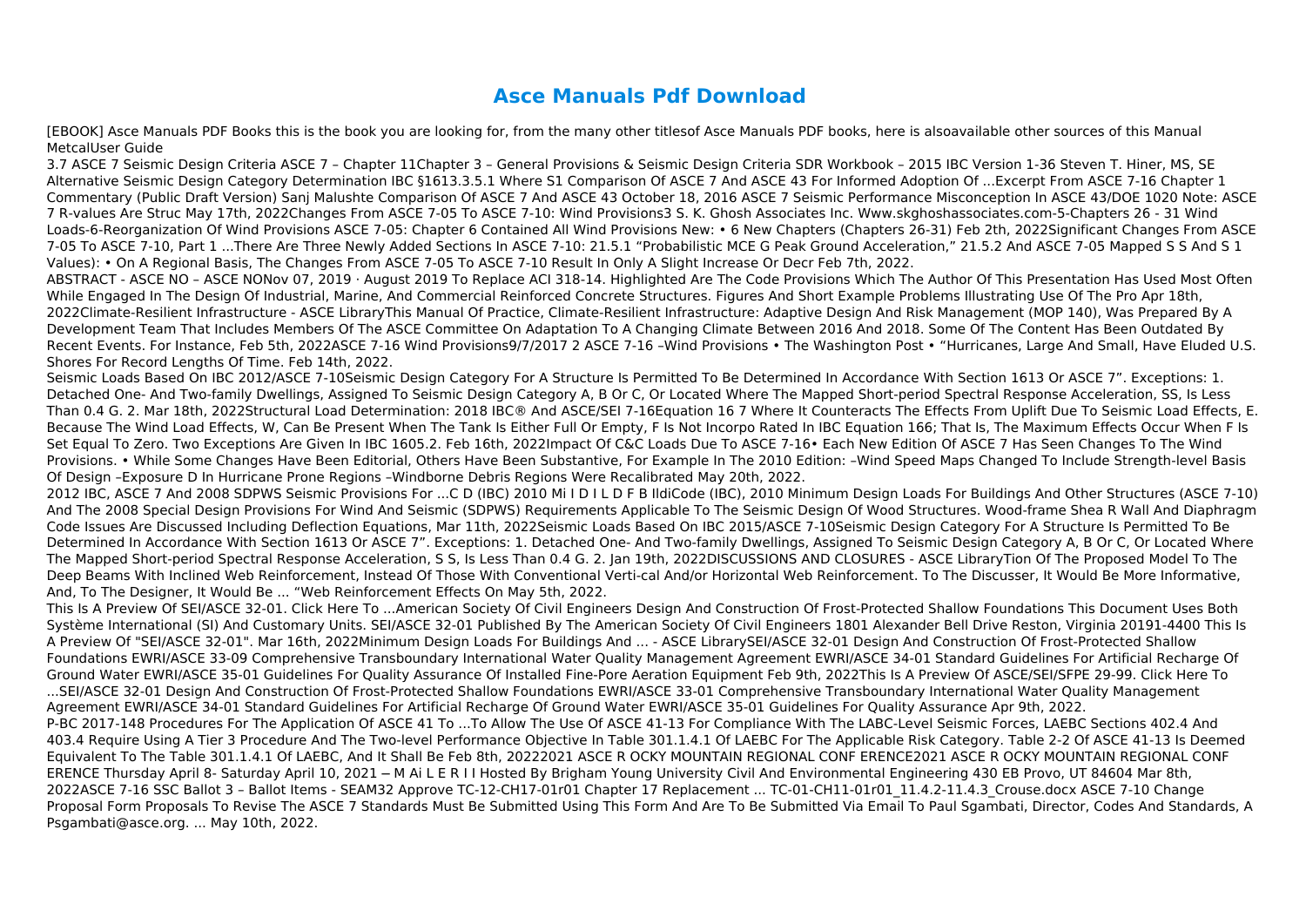# Asce Manuals Pdf Download

[EBOOK] Asce Manuals PDF Books this is the book you are looking for, from the many other titlesof Asce Manuals PDF books, here is alsoavailable other sources of this Manual MetcalUser Guide

3.7 ASCE 7 Seismic Design Criteria ASCE 7 – Chapter 11Chapter 3 – General Provisions & Seismic Design Criteria SDR Workbook – 2015 IBC Version 1-36 Steven T. Hiner, MS, SE Alternative Seismic Design Category Determination IBC §1613.3.5.1 Where S1 Comparison Of ASCE 7 And ASCE 43 For Informed Adoption Of ...Excerpt From ASCE 7-16 Chapter 1 Commentary (Public Draft Version) Sanj Malushte Comparison Of ASCE 7 And ASCE 43 October 18, 2016 ASCE 7 Seismic Performance Misconception In ASCE 43/DOE 1020 Note: ASCE 7 R-values Are Struc May 17th, 2022Changes From ASCE 7-05 To ASCE 7-10: Wind Provisions3 S. K. Ghosh Associates Inc. Www.skghoshassociates.com-5-Chapters 26 - 31 Wind Loads-6-Reorganization Of Wind Provisions ASCE 7-05: Chapter 6 Contained All Wind Provisions New: • 6 New Chapters (Chapters 26-31) Feb 2th, 2022Significant Changes From ASCE 7-05 To ASCE 7-10, Part 1 ...There Are Three Newly Added Sections In ASCE 7-10: 21.5.1 "Probabilistic MCE G Peak Ground Acceleration," 21.5.2 And ASCE 7-05 Mapped S S And S 1 Values): • On A Regional Basis, The Changes From ASCE 7-05 To ASCE 7-10 Result In Only A Slight Increase Or Decr Feb 7th, 2022.

ABSTRACT - ASCE NO – ASCE NONov 07, 2019 · August 2019 To Replace ACI 318-14. Highlighted Are The Code Provisions Which The Author Of This Presentation Has Used Most Often While Engaged In The Design Of Industrial, Marine, And Commercial Reinforced Concrete Structures. Figures And Short Example Problems Illustrating Use Of The Pro Apr 18th, 2022Climate-Resilient Infrastructure - ASCE LibraryThis Manual Of Practice, Climate-Resilient Infrastructure: Adaptive Design And Risk Management (MOP 140), Was Prepared By A Development Team That Includes Members Of The ASCE Committee On Adaptation To A Changing Climate Between 2016 And 2018. Some Of The Content Has Been Outdated By Recent Events. For Instance, Feb 5th, 2022ASCE 7-16 Wind Provisions9/7/2017 2 ASCE 7-16 –Wind Provisions • The Washington Post • "Hurricanes, Large And Small, Have Eluded U.S. Shores For Record Lengths Of Time. Feb 14th, 2022.

Seismic Loads Based On IBC 2012/ASCE 7-10Seismic Design Category For A Structure Is Permitted To Be Determined In Accordance With Section 1613 Or ASCE 7". Exceptions: 1. Detached One- And Two-family Dwellings, Assigned To Seismic Design Category A, B Or C, Or Located Where The Mapped Short-period Spectral Response Acceleration, SS, Is Less Than 0.4 G. 2. Mar 18th, 2022Structural Load Determination: 2018 IBC® And ASCE/SEI 7-16Equation 16 7 Where It Counteracts The Effects From Uplift Due To Seismic Load Effects, E. Because The Wind Load Effects, W, Can Be Present When The Tank Is Either Full Or Empty, F Is Not Incorpo Rated In IBC Equation 166; That Is, The Maximum Effects Occur When F Is Set Equal To Zero. Two Exceptions Are Given In IBC 1605.2. Feb 16th, 2022Impact Of C&C Loads Due To ASCE 7-16• Each New Edition Of ASCE 7 Has Seen Changes To The Wind Provisions. • While Some Changes Have Been Editorial, Others Have Been Substantive, For Example In The 2010 Edition: –Wind Speed Maps Changed To Include Strength-level Basis Of Design –Exposure D In Hurricane Prone Regions –Windborne Debris Regions Were Recalibrated May 20th, 2022.

2012 IBC, ASCE 7 And 2008 SDPWS Seismic Provisions For ...C D (IBC) 2010 Mi I D I L D F B IldiCode (IBC), 2010 Minimum Design Loads For Buildings And Other Structures (ASCE 7-10) And The 2008 Special Design Provisions For Wind And Seismic (SDPWS) Requirements Applicable To The Seismic Design Of Wood Structures. Wood-frame Shea R Wall And Diaphragm Code Issues Are Discussed Including Deflection Equations, Mar 11th, 2022Seismic Loads Based On IBC 2015/ASCE 7-10Seismic Design Category For A Structure Is Permitted To Be Determined In Accordance With Section 1613 Or ASCE 7". Exceptions: 1. Detached One- And Two-family Dwellings, Assigned To Seismic Design Category A, B Or C, Or Located Where The Mapped Short-period Spectral Response Acceleration, S S, Is Less Than 0.4 G. 2. Jan 19th, 2022DISCUSSIONS AND CLOSURES - ASCE LibraryTion Of The Proposed Model To The Deep Beams With Inclined Web Reinforcement, Instead Of Those With Conventional Verti-cal And/or Horizontal Web Reinforcement. To The Discusser, It Would Be More Informative, And, To The Designer, It Would Be ... "Web Reinforcement Effects On May 5th, 2022.

This Is A Preview Of SEI/ASCE 32-01. Click Here To ...American Society Of Civil Engineers Design And Construction Of Frost-Protected Shallow Foundations This Document Uses Both Système International (SI) And Customary Units. SEI/ASCE 32-01 Published By The American Society Of Civil Engineers 1801 Alexander Bell Drive Reston, Virginia 20191-4400 This Is A Preview Of "SEI/ASCE 32-01". Mar 16th, 2022Minimum Design Loads For Buildings And ... - ASCE LibrarySEI/ASCE 32-01 Design And Construction Of Frost-Protected Shallow Foundations EWRI/ASCE 33-09 Comprehensive Transboundary International Water Quality Management Agreement EWRI/ASCE 34-01 Standard Guidelines For Artificial Recharge Of Ground Water EWRI/ASCE 35-01 Guidelines For Quality Assurance Of Installed Fine-Pore Aeration Equipment Feb 9th, 2022This Is A Preview Of ASCE/SEI/SFPE 29-99. Click Here To ...SEI/ASCE 32-01 Design And Construction Of Frost-Protected Shallow Foundations EWRI/ASCE 33-01 Comprehensive Transboundary International Water Quality Management Agreement EWRI/ASCE 34-01 Standard Guidelines For Artificial Recharge Of Ground Water EWRI/ASCE 35-01 Guidelines For Quality Assurance Apr 9th, 2022.

P-BC 2017-148 Procedures For The Application Of ASCE 41 To ...To Allow The Use Of ASCE 41-13 For Compliance With The LABC-Level Seismic Forces, LAEBC Sections 402.4 And 403.4 Require Using A Tier 3 Procedure And The Two-level Performance Objective In Table 301.1.4.1 Of LAEBC For The Applicable Risk Category. Table 2-2 Of ASCE 41-13 Is Deemed Equivalent To The Table 301.1.4.1 Of LAEBC, And It Shall Be Feb 8th, 20222021 ASCE R OCKY MOUNTAIN REGIONAL CONF ERENCE2021 ASCE R OCKY MOUNTAIN REGIONAL CONF ERENCE Thursday April 8- Saturday April 10, 2021 ‒ M Ai L E R I I Hosted By Brigham Young University Civil And Environmental Engineering 430 EB Provo, UT 84604 Mar 8th, 2022ASCE 7-16 SSC Ballot 3 – Ballot Items - SEAM32 Approve TC-12-CH17-01r01 Chapter 17 Replacement ... TC-01-CH11-01r01_11.4.2-11.4.3_Crouse.docx ASCE 7-10 Change Proposal Form Proposals To Revise The ASCE 7 Standards Must Be Submitted Using This Form And Are To Be Submitted Via Email To Paul Sgambati, Director, Codes And Standards, A Psgambati@asce.org. ... May 10th, 2022.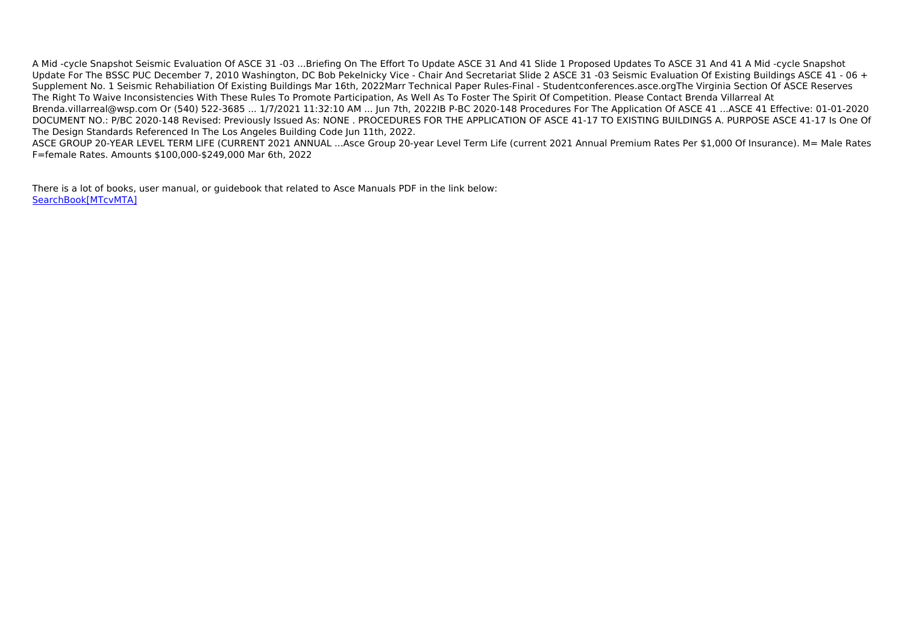A Mid -cycle Snapshot Seismic Evaluation Of ASCE 31 -03 ...Briefing On The Effort To Update ASCE 31 And 41 Slide 1 Proposed Updates To ASCE 31 And 41 A Mid -cycle Snapshot Update For The BSSC PUC December 7, 2010 Washington, DC Bob Pekelnicky Vice - Chair And Secretariat Slide 2 ASCE 31 -03 Seismic Evaluation Of Existing Buildings ASCE 41 - 06 + Supplement No. 1 Seismic Rehabiliation Of Existing Buildings Mar 16th, 2022Marr Technical Paper Rules-Final - Studentconferences.asce.orgThe Virginia Section Of ASCE Reserves The Right To Waive Inconsistencies With These Rules To Promote Participation, As Well As To Foster The Spirit Of Competition. Please Contact Brenda Villarreal At Brenda.villarreal@wsp.com Or (540) 522-3685 ... 1/7/2021 11:32:10 AM ... Jun 7th, 2022IB P-BC 2020-148 Procedures For The Application Of ASCE 41 ...ASCE 41 Effective: 01-01-2020 DOCUMENT NO.: P/BC 2020-148 Revised: Previously Issued As: NONE . PROCEDURES FOR THE APPLICATION OF ASCE 41-17 TO EXISTING BUILDINGS A. PURPOSE ASCE 41-17 Is One Of The Design Standards Referenced In The Los Angeles Building Code Jun 11th, 2022.
ASCE GROUP 20-YEAR LEVEL TERM LIFE (CURRENT 2021 ANNUAL ...Asce Group 20-year Level Term Life (current 2021 Annual Premium Rates Per $1,000 Of Insurance). M= Male Rates F=female Rates. Amounts $100,000-$249,000 Mar 6th, 2022

There is a lot of books, user manual, or guidebook that related to Asce Manuals PDF in the link below:
[SearchBook[MTcvMTA]](SearchBook[MTcvMTA])